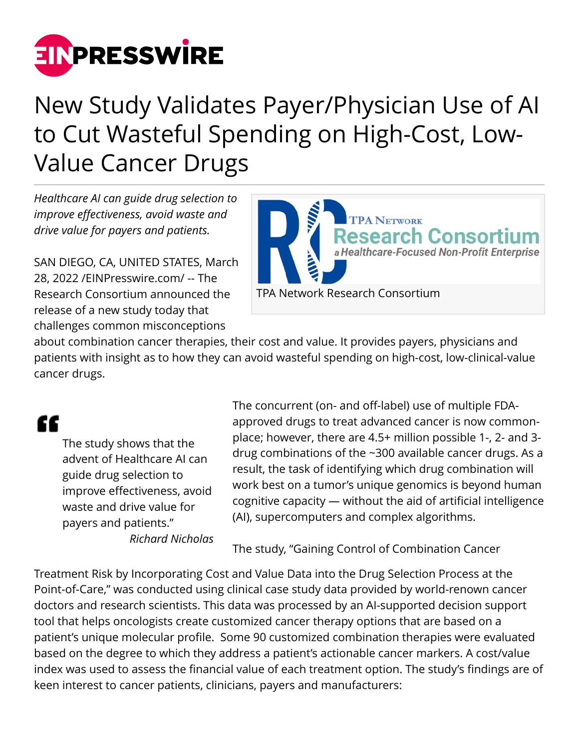# New Study Validates Payer/Physician Use of AI to Cut Wasteful Spending on High-Cost, Low-Value Cancer Drugs

*Healthcare AI can guide drug selection to improve effectiveness, avoid waste and drive value for payers and patients.*

TPA Network Research Consortium

SAN DIEGO, CA, UNITED STATES, March 28, 2022 /EINPresswire.com/ -- The Research Consortium announced the release of a new study today that challenges common misconceptions about combination cancer therapies, their cost and value. It provides payers, physicians and patients with insight as to how they can avoid wasteful spending on high-cost, low-clinical-value cancer drugs.

> "The study shows that the advent of Healthcare AI can guide drug selection to improve effectiveness, avoid waste and drive value for payers and patients."
>
> *Richard Nicholas*

The concurrent (on- and off-label) use of multiple FDA-approved drugs to treat advanced cancer is now commonplace; however, there are 4.5+ million possible 1-, 2- and 3-drug combinations of the ~300 available cancer drugs. As a result, the task of identifying which drug combination will work best on a tumor's unique genomics is beyond human cognitive capacity — without the aid of artificial intelligence (AI), supercomputers and complex algorithms.

The study, "Gaining Control of Combination Cancer Treatment Risk by Incorporating Cost and Value Data into the Drug Selection Process at the Point-of-Care," was conducted using clinical case study data provided by world-renown cancer doctors and research scientists. This data was processed by an AI-supported decision support tool that helps oncologists create customized cancer therapy options that are based on a patient's unique molecular profile. Some 90 customized combination therapies were evaluated based on the degree to which they address a patient's actionable cancer markers. A cost/value index was used to assess the financial value of each treatment option. The study's findings are of keen interest to cancer patients, clinicians, payers and manufacturers: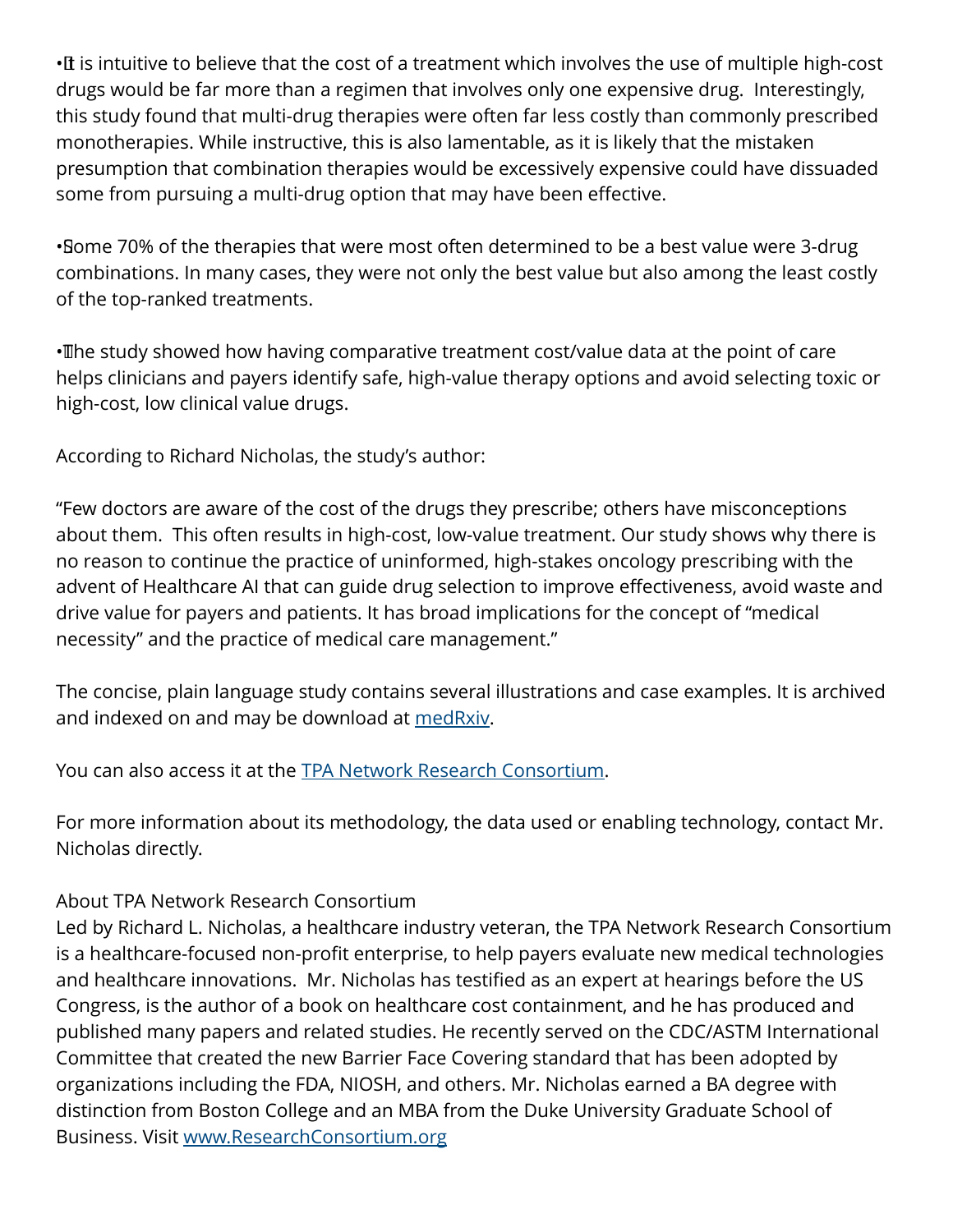- It is intuitive to believe that the cost of a treatment which involves the use of multiple high-cost drugs would be far more than a regimen that involves only one expensive drug. Interestingly, this study found that multi-drug therapies were often far less costly than commonly prescribed monotherapies. While instructive, this is also lamentable, as it is likely that the mistaken presumption that combination therapies would be excessively expensive could have dissuaded some from pursuing a multi-drug option that may have been effective.

- Some 70% of the therapies that were most often determined to be a best value were 3-drug combinations. In many cases, they were not only the best value but also among the least costly of the top-ranked treatments.

- The study showed how having comparative treatment cost/value data at the point of care helps clinicians and payers identify safe, high-value therapy options and avoid selecting toxic or high-cost, low clinical value drugs.

According to Richard Nicholas, the study's author:

"Few doctors are aware of the cost of the drugs they prescribe; others have misconceptions about them. This often results in high-cost, low-value treatment. Our study shows why there is no reason to continue the practice of uninformed, high-stakes oncology prescribing with the advent of Healthcare AI that can guide drug selection to improve effectiveness, avoid waste and drive value for payers and patients. It has broad implications for the concept of "medical necessity" and the practice of medical care management."

The concise, plain language study contains several illustrations and case examples. It is archived and indexed on and may be download at medRxiv.

You can also access it at the TPA Network Research Consortium.

For more information about its methodology, the data used or enabling technology, contact Mr. Nicholas directly.

About TPA Network Research Consortium
Led by Richard L. Nicholas, a healthcare industry veteran, the TPA Network Research Consortium is a healthcare-focused non-profit enterprise, to help payers evaluate new medical technologies and healthcare innovations. Mr. Nicholas has testified as an expert at hearings before the US Congress, is the author of a book on healthcare cost containment, and he has produced and published many papers and related studies. He recently served on the CDC/ASTM International Committee that created the new Barrier Face Covering standard that has been adopted by organizations including the FDA, NIOSH, and others. Mr. Nicholas earned a BA degree with distinction from Boston College and an MBA from the Duke University Graduate School of Business. Visit www.ResearchConsortium.org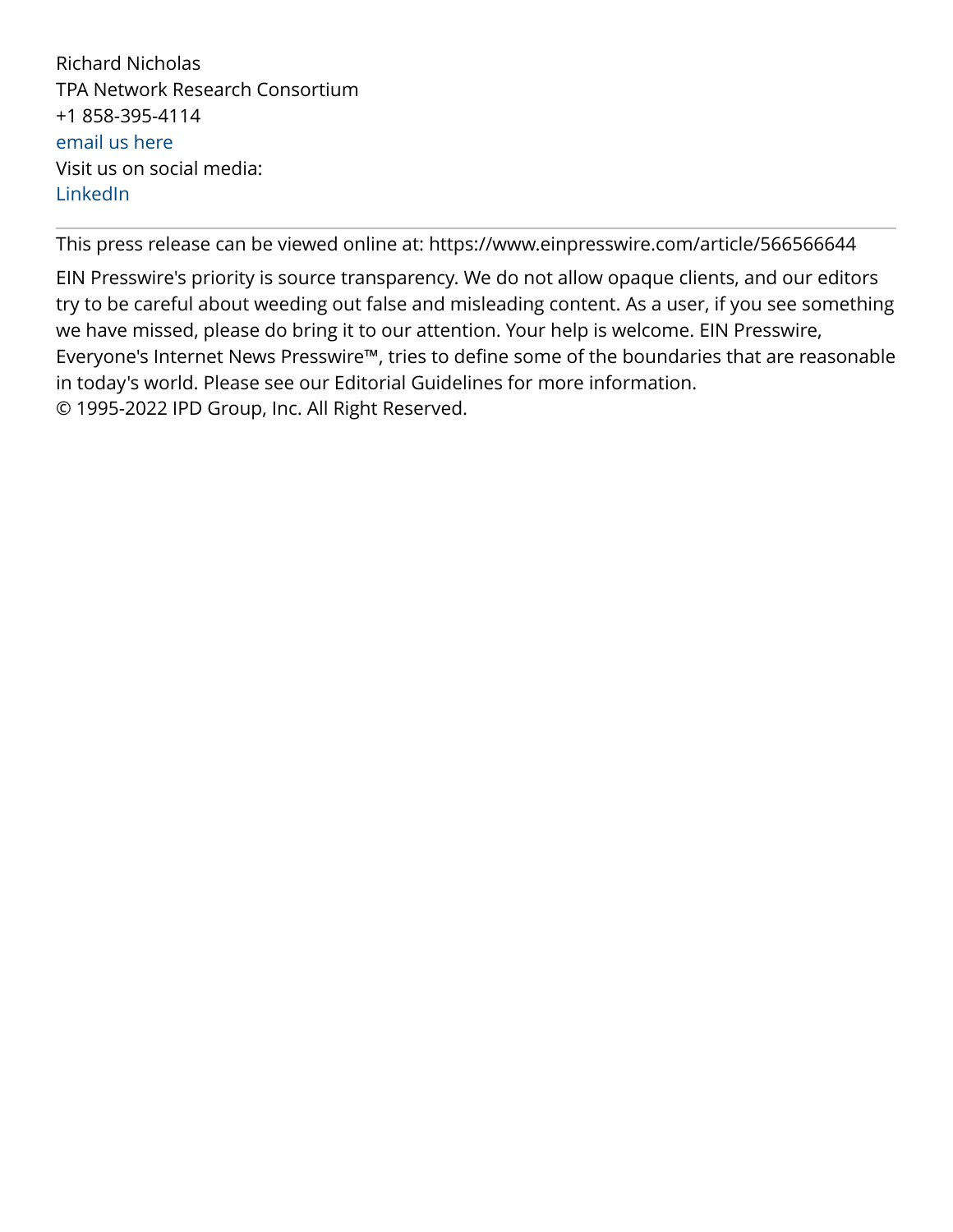Richard Nicholas
TPA Network Research Consortium
+1 858-395-4114
email us here
Visit us on social media:
LinkedIn

---

This press release can be viewed online at: https://www.einpresswire.com/article/566566644

EIN Presswire's priority is source transparency. We do not allow opaque clients, and our editors try to be careful about weeding out false and misleading content. As a user, if you see something we have missed, please do bring it to our attention. Your help is welcome. EIN Presswire, Everyone's Internet News Presswire™, tries to define some of the boundaries that are reasonable in today's world. Please see our Editorial Guidelines for more information.
© 1995-2022 IPD Group, Inc. All Right Reserved.